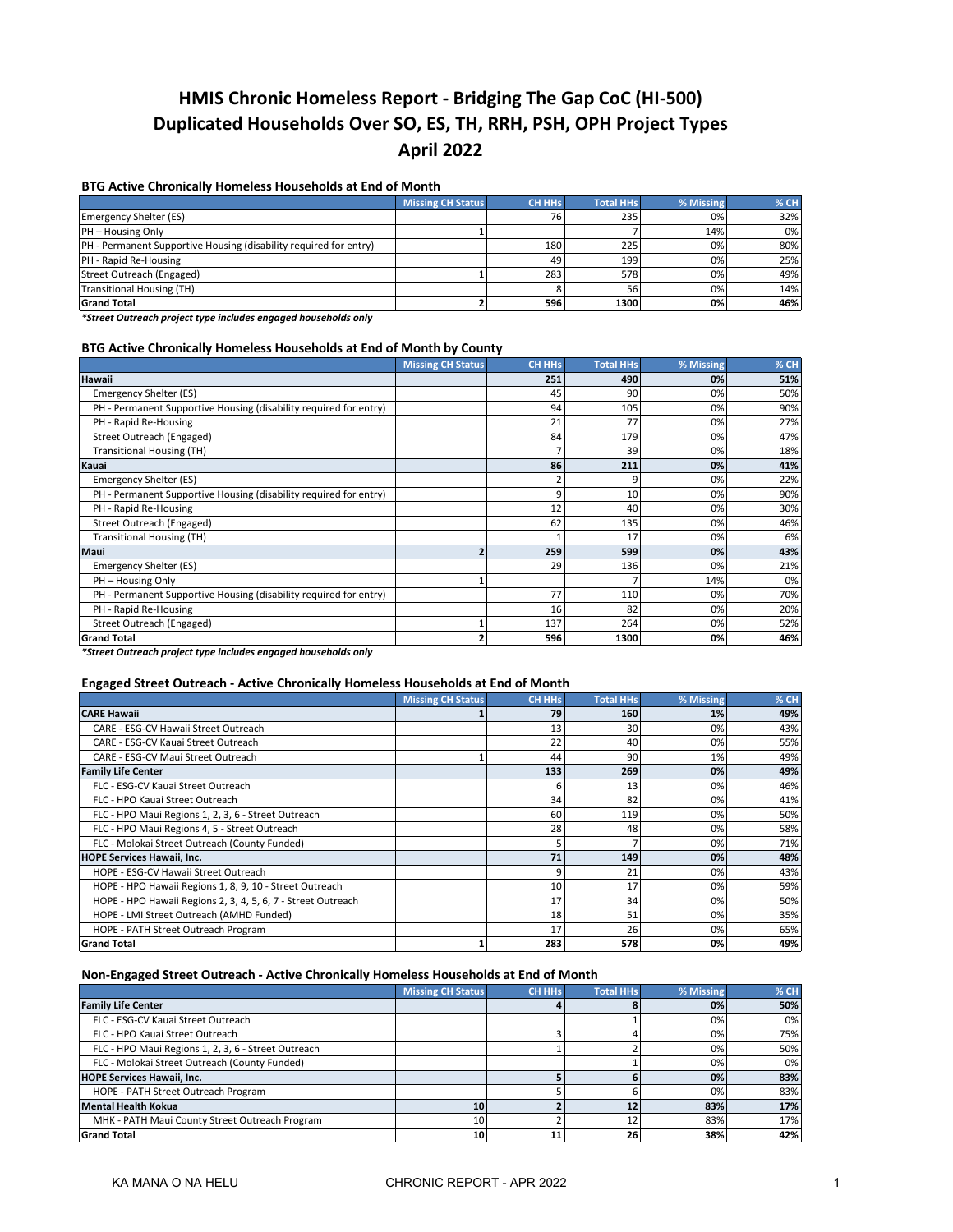# HMIS Chronic Homeless Report - Bridging The Gap CoC (HI-500)
# Duplicated Households Over SO, ES, TH, RRH, PSH, OPH Project Types
# April 2022

### BTG Active Chronically Homeless Households at End of Month

| | Missing CH Status | CH HHs | Total HHs | % Missing | % CH |
|---|---|---|---|---|---|
| Emergency Shelter (ES) | | 76 | 235 | 0% | 32% |
| PH – Housing Only | 1 | | 7 | 14% | 0% |
| PH - Permanent Supportive Housing (disability required for entry) | | 180 | 225 | 0% | 80% |
| PH - Rapid Re-Housing | | 49 | 199 | 0% | 25% |
| Street Outreach (Engaged) | 1 | 283 | 578 | 0% | 49% |
| Transitional Housing (TH) | | 8 | 56 | 0% | 14% |
| **Grand Total** | **2** | **596** | **1300** | **0%** | **46%** |

***Street Outreach project type includes engaged households only**

### BTG Active Chronically Homeless Households at End of Month by County

| | Missing CH Status | CH HHs | Total HHs | % Missing | % CH |
|---|---|---|---|---|---|
| **Hawaii** | | **251** | **490** | **0%** | **51%** |
| Emergency Shelter (ES) | | 45 | 90 | 0% | 50% |
| PH - Permanent Supportive Housing (disability required for entry) | | 94 | 105 | 0% | 90% |
| PH - Rapid Re-Housing | | 21 | 77 | 0% | 27% |
| Street Outreach (Engaged) | | 84 | 179 | 0% | 47% |
| Transitional Housing (TH) | | 7 | 39 | 0% | 18% |
| **Kauai** | | **86** | **211** | **0%** | **41%** |
| Emergency Shelter (ES) | | 2 | 9 | 0% | 22% |
| PH - Permanent Supportive Housing (disability required for entry) | | 9 | 10 | 0% | 90% |
| PH - Rapid Re-Housing | | 12 | 40 | 0% | 30% |
| Street Outreach (Engaged) | | 62 | 135 | 0% | 46% |
| Transitional Housing (TH) | | 1 | 17 | 0% | 6% |
| **Maui** | **2** | **259** | **599** | **0%** | **43%** |
| Emergency Shelter (ES) | | 29 | 136 | 0% | 21% |
| PH – Housing Only | 1 | | 7 | 14% | 0% |
| PH - Permanent Supportive Housing (disability required for entry) | | 77 | 110 | 0% | 70% |
| PH - Rapid Re-Housing | | 16 | 82 | 0% | 20% |
| Street Outreach (Engaged) | 1 | 137 | 264 | 0% | 52% |
| **Grand Total** | **2** | **596** | **1300** | **0%** | **46%** |

***Street Outreach project type includes engaged households only**

### Engaged Street Outreach - Active Chronically Homeless Households at End of Month

| | Missing CH Status | CH HHs | Total HHs | % Missing | % CH |
|---|---|---|---|---|---|
| **CARE Hawaii** | **1** | **79** | **160** | **1%** | **49%** |
| CARE - ESG-CV Hawaii Street Outreach | | 13 | 30 | 0% | 43% |
| CARE - ESG-CV Kauai Street Outreach | | 22 | 40 | 0% | 55% |
| CARE - ESG-CV Maui Street Outreach | 1 | 44 | 90 | 1% | 49% |
| **Family Life Center** | | **133** | **269** | **0%** | **49%** |
| FLC - ESG-CV Kauai Street Outreach | | 6 | 13 | 0% | 46% |
| FLC - HPO Kauai Street Outreach | | 34 | 82 | 0% | 41% |
| FLC - HPO Maui Regions 1, 2, 3, 6 - Street Outreach | | 60 | 119 | 0% | 50% |
| FLC - HPO Maui Regions 4, 5 - Street Outreach | | 28 | 48 | 0% | 58% |
| FLC - Molokai Street Outreach (County Funded) | | 5 | 7 | 0% | 71% |
| **HOPE Services Hawaii, Inc.** | | **71** | **149** | **0%** | **48%** |
| HOPE - ESG-CV Hawaii Street Outreach | | 9 | 21 | 0% | 43% |
| HOPE - HPO Hawaii Regions 1, 8, 9, 10 - Street Outreach | | 10 | 17 | 0% | 59% |
| HOPE - HPO Hawaii Regions 2, 3, 4, 5, 6, 7 - Street Outreach | | 17 | 34 | 0% | 50% |
| HOPE - LMI Street Outreach (AMHD Funded) | | 18 | 51 | 0% | 35% |
| HOPE - PATH Street Outreach Program | | 17 | 26 | 0% | 65% |
| **Grand Total** | **1** | **283** | **578** | **0%** | **49%** |

### Non-Engaged Street Outreach - Active Chronically Homeless Households at End of Month

| | Missing CH Status | CH HHs | Total HHs | % Missing | % CH |
|---|---|---|---|---|---|
| **Family Life Center** | | **4** | **8** | **0%** | **50%** |
| FLC - ESG-CV Kauai Street Outreach | | | 1 | 0% | 0% |
| FLC - HPO Kauai Street Outreach | | 3 | 4 | 0% | 75% |
| FLC - HPO Maui Regions 1, 2, 3, 6 - Street Outreach | | 1 | 2 | 0% | 50% |
| FLC - Molokai Street Outreach (County Funded) | | | 1 | 0% | 0% |
| **HOPE Services Hawaii, Inc.** | | **5** | **6** | **0%** | **83%** |
| HOPE - PATH Street Outreach Program | | 5 | 6 | 0% | 83% |
| **Mental Health Kokua** | **10** | **2** | **12** | **83%** | **17%** |
| MHK - PATH Maui County Street Outreach Program | 10 | 2 | 12 | 83% | 17% |
| **Grand Total** | **10** | **11** | **26** | **38%** | **42%** |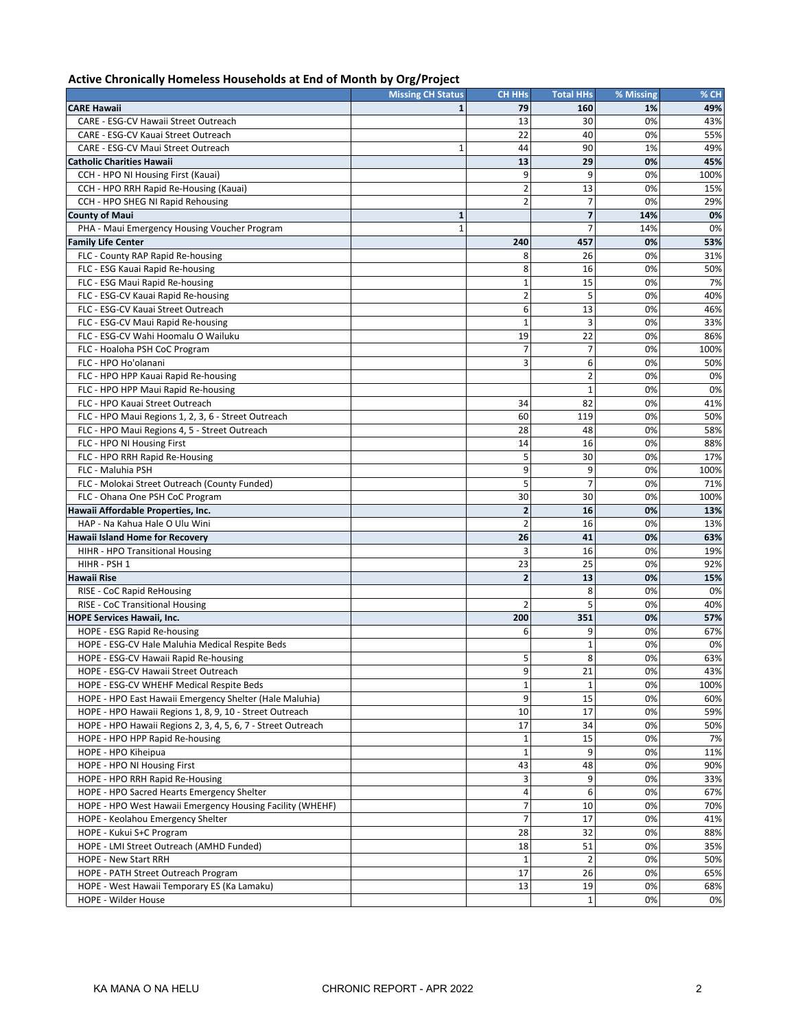## Active Chronically Homeless Households at End of Month by Org/Project

| | Missing CH Status | CH HHs | Total HHs | % Missing | % CH |
|---|---|---|---|---|---|
| **CARE Hawaii** | **1** | **79** | **160** | **1%** | **49%** |
| CARE - ESG-CV Hawaii Street Outreach | | 13 | 30 | 0% | 43% |
| CARE - ESG-CV Kauai Street Outreach | | 22 | 40 | 0% | 55% |
| CARE - ESG-CV Maui Street Outreach | 1 | 44 | 90 | 1% | 49% |
| **Catholic Charities Hawaii** | | **13** | **29** | **0%** | **45%** |
| CCH - HPO NI Housing First (Kauai) | | 9 | 9 | 0% | 100% |
| CCH - HPO RRH Rapid Re-Housing (Kauai) | | 2 | 13 | 0% | 15% |
| CCH - HPO SHEG NI Rapid Rehousing | | 2 | 7 | 0% | 29% |
| **County of Maui** | **1** | | **7** | **14%** | **0%** |
| PHA - Maui Emergency Housing Voucher Program | 1 | | 7 | 14% | 0% |
| **Family Life Center** | | **240** | **457** | **0%** | **53%** |
| FLC - County RAP Rapid Re-housing | | 8 | 26 | 0% | 31% |
| FLC - ESG Kauai Rapid Re-housing | | 8 | 16 | 0% | 50% |
| FLC - ESG Maui Rapid Re-housing | | 1 | 15 | 0% | 7% |
| FLC - ESG-CV Kauai Rapid Re-housing | | 2 | 5 | 0% | 40% |
| FLC - ESG-CV Kauai Street Outreach | | 6 | 13 | 0% | 46% |
| FLC - ESG-CV Maui Rapid Re-housing | | 1 | 3 | 0% | 33% |
| FLC - ESG-CV Wahi Hoomalu O Wailuku | | 19 | 22 | 0% | 86% |
| FLC - Hoaloha PSH CoC Program | | 7 | 7 | 0% | 100% |
| FLC - HPO Ho'olanani | | 3 | 6 | 0% | 50% |
| FLC - HPO HPP Kauai Rapid Re-housing | | | 2 | 0% | 0% |
| FLC - HPO HPP Maui Rapid Re-housing | | | 1 | 0% | 0% |
| FLC - HPO Kauai Street Outreach | | 34 | 82 | 0% | 41% |
| FLC - HPO Maui Regions 1, 2, 3, 6 - Street Outreach | | 60 | 119 | 0% | 50% |
| FLC - HPO Maui Regions 4, 5 - Street Outreach | | 28 | 48 | 0% | 58% |
| FLC - HPO NI Housing First | | 14 | 16 | 0% | 88% |
| FLC - HPO RRH Rapid Re-Housing | | 5 | 30 | 0% | 17% |
| FLC - Maluhia PSH | | 9 | 9 | 0% | 100% |
| FLC - Molokai Street Outreach (County Funded) | | 5 | 7 | 0% | 71% |
| FLC - Ohana One PSH CoC Program | | 30 | 30 | 0% | 100% |
| **Hawaii Affordable Properties, Inc.** | | **2** | **16** | **0%** | **13%** |
| HAP - Na Kahua Hale O Ulu Wini | | 2 | 16 | 0% | 13% |
| **Hawaii Island Home for Recovery** | | **26** | **41** | **0%** | **63%** |
| HIHR - HPO Transitional Housing | | 3 | 16 | 0% | 19% |
| HIHR - PSH 1 | | 23 | 25 | 0% | 92% |
| **Hawaii Rise** | | **2** | **13** | **0%** | **15%** |
| RISE - CoC Rapid ReHousing | | | 8 | 0% | 0% |
| RISE - CoC Transitional Housing | | 2 | 5 | 0% | 40% |
| **HOPE Services Hawaii, Inc.** | | **200** | **351** | **0%** | **57%** |
| HOPE - ESG Rapid Re-housing | | 6 | 9 | 0% | 67% |
| HOPE - ESG-CV Hale Maluhia Medical Respite Beds | | | 1 | 0% | 0% |
| HOPE - ESG-CV Hawaii Rapid Re-housing | | 5 | 8 | 0% | 63% |
| HOPE - ESG-CV Hawaii Street Outreach | | 9 | 21 | 0% | 43% |
| HOPE - ESG-CV WHEHF Medical Respite Beds | | 1 | 1 | 0% | 100% |
| HOPE - HPO East Hawaii Emergency Shelter (Hale Maluhia) | | 9 | 15 | 0% | 60% |
| HOPE - HPO Hawaii Regions 1, 8, 9, 10 - Street Outreach | | 10 | 17 | 0% | 59% |
| HOPE - HPO Hawaii Regions 2, 3, 4, 5, 6, 7 - Street Outreach | | 17 | 34 | 0% | 50% |
| HOPE - HPO HPP Rapid Re-housing | | 1 | 15 | 0% | 7% |
| HOPE - HPO Kiheipua | | 1 | 9 | 0% | 11% |
| HOPE - HPO NI Housing First | | 43 | 48 | 0% | 90% |
| HOPE - HPO RRH Rapid Re-Housing | | 3 | 9 | 0% | 33% |
| HOPE - HPO Sacred Hearts Emergency Shelter | | 4 | 6 | 0% | 67% |
| HOPE - HPO West Hawaii Emergency Housing Facility (WHEHF) | | 7 | 10 | 0% | 70% |
| HOPE - Keolahou Emergency Shelter | | 7 | 17 | 0% | 41% |
| HOPE - Kukui S+C Program | | 28 | 32 | 0% | 88% |
| HOPE - LMI Street Outreach (AMHD Funded) | | 18 | 51 | 0% | 35% |
| HOPE - New Start RRH | | 1 | 2 | 0% | 50% |
| HOPE - PATH Street Outreach Program | | 17 | 26 | 0% | 65% |
| HOPE - West Hawaii Temporary ES (Ka Lamaku) | | 13 | 19 | 0% | 68% |
| HOPE - Wilder House | | | 1 | 0% | 0% |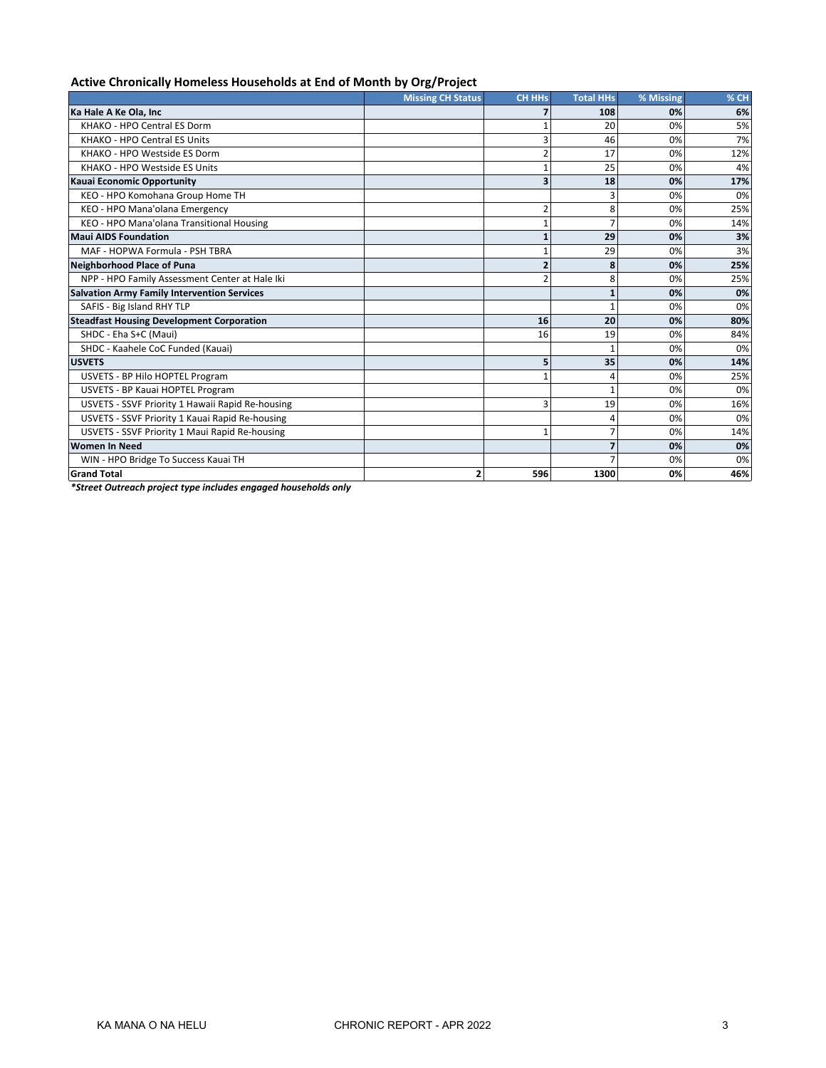## Active Chronically Homeless Households at End of Month by Org/Project

| | Missing CH Status | CH HHs | Total HHs | % Missing | % CH |
|---|---|---|---|---|---|
| **Ka Hale A Ke Ola, Inc** | | **7** | **108** | **0%** | **6%** |
| KHAKO - HPO Central ES Dorm | | 1 | 20 | 0% | 5% |
| KHAKO - HPO Central ES Units | | 3 | 46 | 0% | 7% |
| KHAKO - HPO Westside ES Dorm | | 2 | 17 | 0% | 12% |
| KHAKO - HPO Westside ES Units | | 1 | 25 | 0% | 4% |
| **Kauai Economic Opportunity** | | **3** | **18** | **0%** | **17%** |
| KEO - HPO Komohana Group Home TH | | | 3 | 0% | 0% |
| KEO - HPO Mana'olana Emergency | | 2 | 8 | 0% | 25% |
| KEO - HPO Mana'olana Transitional Housing | | 1 | 7 | 0% | 14% |
| **Maui AIDS Foundation** | | **1** | **29** | **0%** | **3%** |
| MAF - HOPWA Formula - PSH TBRA | | 1 | 29 | 0% | 3% |
| **Neighborhood Place of Puna** | | **2** | **8** | **0%** | **25%** |
| NPP - HPO Family Assessment Center at Hale Iki | | 2 | 8 | 0% | 25% |
| **Salvation Army Family Intervention Services** | | | **1** | **0%** | **0%** |
| SAFIS - Big Island RHY TLP | | | 1 | 0% | 0% |
| **Steadfast Housing Development Corporation** | | **16** | **20** | **0%** | **80%** |
| SHDC - Eha S+C (Maui) | | 16 | 19 | 0% | 84% |
| SHDC - Kaahele CoC Funded (Kauai) | | | 1 | 0% | 0% |
| **USVETS** | | **5** | **35** | **0%** | **14%** |
| USVETS - BP Hilo HOPTEL Program | | 1 | 4 | 0% | 25% |
| USVETS - BP Kauai HOPTEL Program | | | 1 | 0% | 0% |
| USVETS - SSVF Priority 1 Hawaii Rapid Re-housing | | 3 | 19 | 0% | 16% |
| USVETS - SSVF Priority 1 Kauai Rapid Re-housing | | | 4 | 0% | 0% |
| USVETS - SSVF Priority 1 Maui Rapid Re-housing | | 1 | 7 | 0% | 14% |
| **Women In Need** | | | **7** | **0%** | **0%** |
| WIN - HPO Bridge To Success Kauai TH | | | 7 | 0% | 0% |
| **Grand Total** | **2** | **596** | **1300** | **0%** | **46%** |

***Street Outreach project type includes engaged households only***